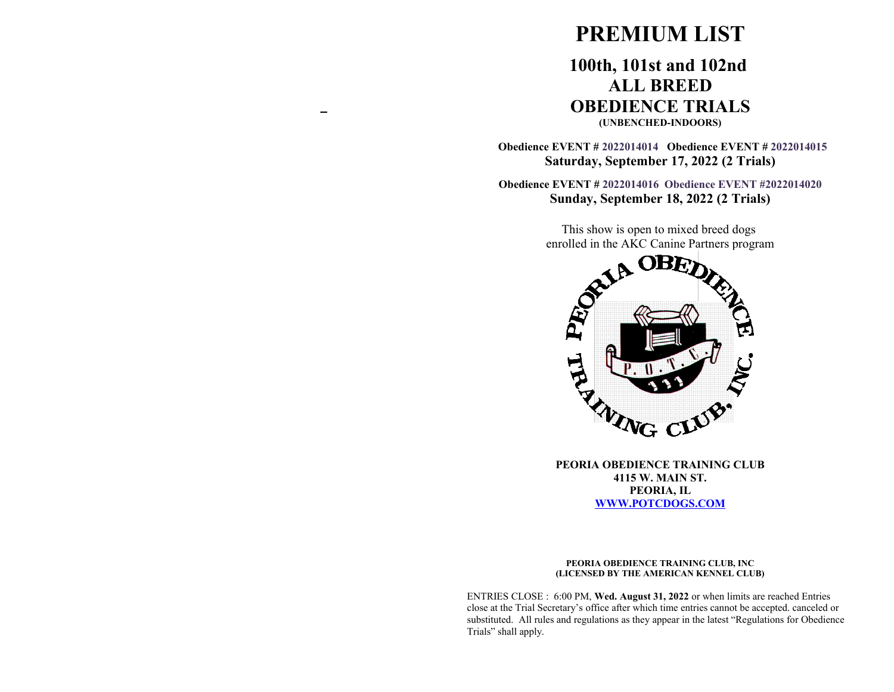# PREMIUM LIST

## 100th, 101st and 102nd ALL BREED OBEDIENCE TRIALS

**(UNBENCHED-INDOORS)**

**Obedience EVENT # 2022014014   Obedience EVENT # 2022014015**
**Saturday, September 17, 2022 (2 Trials)**

**Obedience EVENT # 2022014016  Obedience EVENT #2022014020**
**Sunday, September 18, 2022 (2 Trials)**

This show is open to mixed breed dogs enrolled in the AKC Canine Partners program

**PEORIA OBEDIENCE TRAINING CLUB**
**4115 W. MAIN ST.**
**PEORIA, IL**
**WWW.POTCDOGS.COM**

**PEORIA OBEDIENCE TRAINING CLUB, INC**
**(LICENSED BY THE AMERICAN KENNEL CLUB)**

ENTRIES CLOSE : 6:00 PM, **Wed. August 31, 2022** or when limits are reached Entries close at the Trial Secretary's office after which time entries cannot be accepted. canceled or substituted. All rules and regulations as they appear in the latest "Regulations for Obedience Trials" shall apply.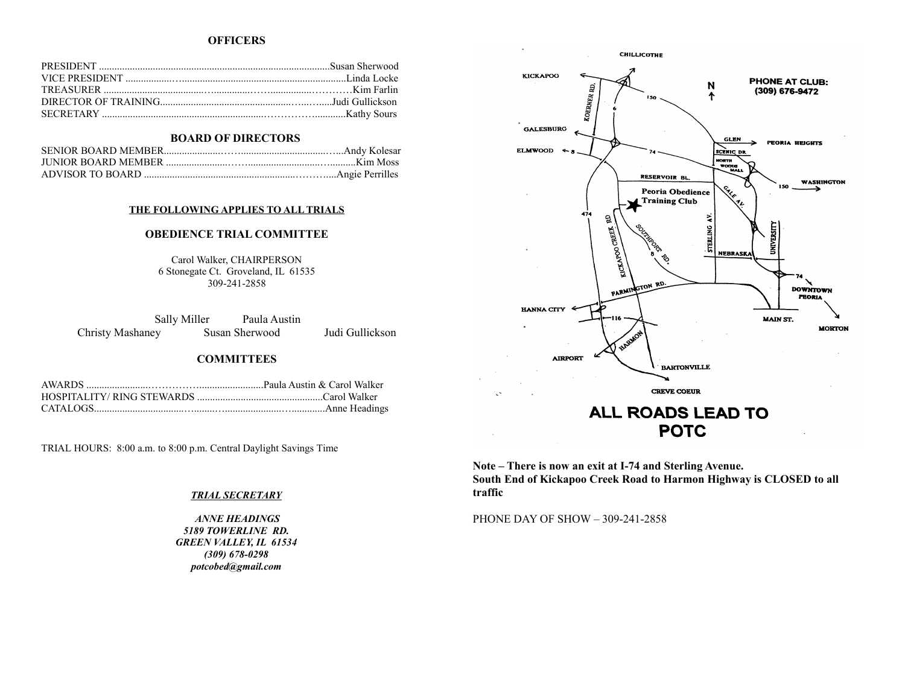## OFFICERS

PRESIDENT ........................................................................................Susan Sherwood
VICE PRESIDENT ..................................................................................Linda Locke
TREASURER ........................................................................................Kim Farlin
DIRECTOR OF TRAINING....................................................................Judi Gullickson
SECRETARY ........................................................................................Kathy Sours

## BOARD OF DIRECTORS

SENIOR BOARD MEMBER......................................................................Andy Kolesar
JUNIOR BOARD MEMBER ......................................................................Kim Moss
ADVISOR TO BOARD .............................................................................Angie Perrilles

**THE FOLLOWING APPLIES TO ALL TRIALS**

## OBEDIENCE TRIAL COMMITTEE

Carol Walker, CHAIRPERSON
6 Stonegate Ct. Groveland, IL 61535
309-241-2858

Sally Miller     Paula Austin
Christy Mashaney     Susan Sherwood     Judi Gullickson

## COMMITTEES

AWARDS ......................................................................Paula Austin & Carol Walker
HOSPITALITY/ RING STEWARDS ..............................................Carol Walker
CATALOGS....................................................................................Anne Headings

TRIAL HOURS: 8:00 a.m. to 8:00 p.m. Central Daylight Savings Time

***TRIAL SECRETARY***

***ANNE HEADINGS***
***5189 TOWERLINE RD.***
***GREEN VALLEY, IL 61534***
***(309) 678-0298***
***potcobed@gmail.com***

PHONE AT CLUB: (309) 676-9472

Peoria Obedience Training Club

**ALL ROADS LEAD TO POTC**

**Note – There is now an exit at I-74 and Sterling Avenue.**
**South End of Kickapoo Creek Road to Harmon Highway is CLOSED to all traffic**

PHONE DAY OF SHOW – 309-241-2858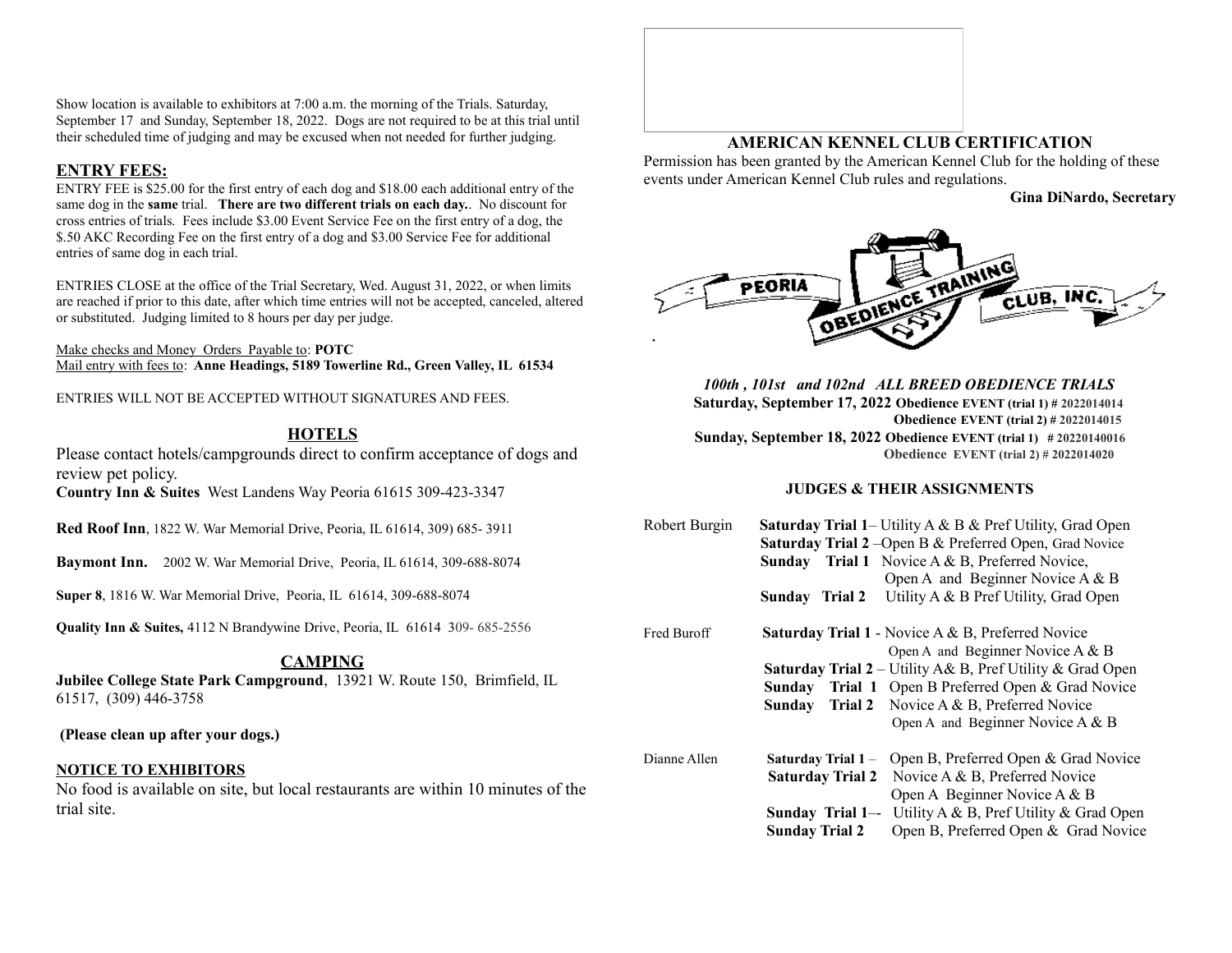Show location is available to exhibitors at 7:00 a.m. the morning of the Trials. Saturday, September 17 and Sunday, September 18, 2022. Dogs are not required to be at this trial until their scheduled time of judging and may be excused when not needed for further judging.

## ENTRY FEES:

ENTRY FEE is $25.00 for the first entry of each dog and $18.00 each additional entry of the same dog in the **same** trial. **There are two different trials on each day.**. No discount for cross entries of trials. Fees include $3.00 Event Service Fee on the first entry of a dog, the $.50 AKC Recording Fee on the first entry of a dog and $3.00 Service Fee for additional entries of same dog in each trial.

ENTRIES CLOSE at the office of the Trial Secretary, Wed. August 31, 2022, or when limits are reached if prior to this date, after which time entries will not be accepted, canceled, altered or substituted. Judging limited to 8 hours per day per judge.

Make checks and Money Orders Payable to: **POTC**
Mail entry with fees to: **Anne Headings, 5189 Towerline Rd., Green Valley, IL 61534**

ENTRIES WILL NOT BE ACCEPTED WITHOUT SIGNATURES AND FEES.

## HOTELS

Please contact hotels/campgrounds direct to confirm acceptance of dogs and review pet policy.

**Country Inn & Suites** West Landens Way Peoria 61615 309-423-3347

**Red Roof Inn**, 1822 W. War Memorial Drive, Peoria, IL 61614, 309) 685- 3911

**Baymont Inn.** 2002 W. War Memorial Drive, Peoria, IL 61614, 309-688-8074

**Super 8**, 1816 W. War Memorial Drive, Peoria, IL 61614, 309-688-8074

**Quality Inn & Suites,** 4112 N Brandywine Drive, Peoria, IL 61614 309- 685-2556

## CAMPING

**Jubilee College State Park Campground**, 13921 W. Route 150, Brimfield, IL 61517, (309) 446-3758

**(Please clean up after your dogs.)**

## NOTICE TO EXHIBITORS

No food is available on site, but local restaurants are within 10 minutes of the trial site.

## AMERICAN KENNEL CLUB CERTIFICATION

Permission has been granted by the American Kennel Club for the holding of these events under American Kennel Club rules and regulations.

**Gina DiNardo, Secretary**

PEORIA OBEDIENCE TRAINING CLUB, INC.

*100th , 101st and 102nd ALL BREED OBEDIENCE TRIALS*

**Saturday, September 17, 2022 Obedience EVENT (trial 1) # 2022014014**
**Obedience EVENT (trial 2) # 2022014015**
**Sunday, September 18, 2022 Obedience EVENT (trial 1) # 20220140016**
**Obedience EVENT (trial 2) # 2022014020**

### JUDGES & THEIR ASSIGNMENTS

**Robert Burgin**
- **Saturday Trial 1**– Utility A & B & Pref Utility, Grad Open
- **Saturday Trial 2** –Open B & Preferred Open, Grad Novice
- **Sunday Trial 1** Novice A & B, Preferred Novice, Open A and Beginner Novice A & B
- **Sunday Trial 2** Utility A & B Pref Utility, Grad Open

**Fred Buroff**
- **Saturday Trial 1** - Novice A & B, Preferred Novice Open A and Beginner Novice A & B
- **Saturday Trial 2** – Utility A& B, Pref Utility & Grad Open
- **Sunday Trial 1** Open B Preferred Open & Grad Novice
- **Sunday Trial 2** Novice A & B, Preferred Novice Open A and Beginner Novice A & B

**Dianne Allen**
- **Saturday Trial 1** – Open B, Preferred Open & Grad Novice
- **Saturday Trial 2** Novice A & B, Preferred Novice Open A Beginner Novice A & B
- **Sunday Trial 1**–- Utility A & B, Pref Utility & Grad Open
- **Sunday Trial 2** Open B, Preferred Open & Grad Novice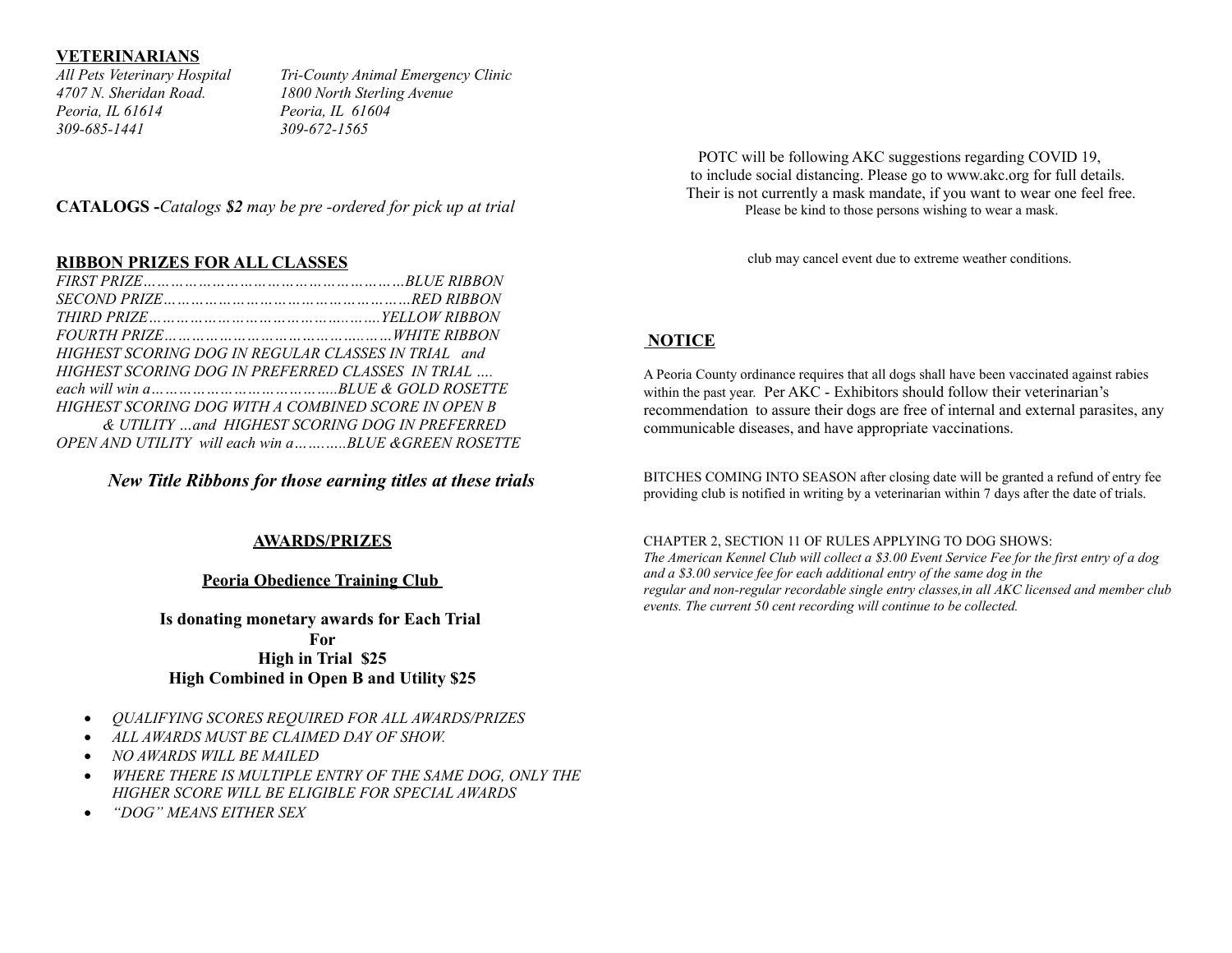**VETERINARIANS**

*All Pets Veterinary Hospital*
*4707 N. Sheridan Road.*
*Peoria, IL 61614*
*309-685-1441*

*Tri-County Animal Emergency Clinic*
*1800 North Sterling Avenue*
*Peoria, IL 61604*
*309-672-1565*

**CATALOGS -***Catalogs **$2** may be pre -ordered for pick up at trial*

**RIBBON PRIZES FOR ALL CLASSES**

*FIRST PRIZE…………………………………………………BLUE RIBBON*
*SECOND PRIZE……………………………………………RED RIBBON*
*THIRD PRIZE………………………………………….YELLOW RIBBON*
*FOURTH PRIZE…………………………………………WHITE RIBBON*
*HIGHEST SCORING DOG IN REGULAR CLASSES IN TRIAL and*
*HIGHEST SCORING DOG IN PREFERRED CLASSES IN TRIAL ….*
*each will win a…………………………………..BLUE & GOLD ROSETTE*
*HIGHEST SCORING DOG WITH A COMBINED SCORE IN OPEN B*
*& UTILITY …and HIGHEST SCORING DOG IN PREFERRED*
*OPEN AND UTILITY will each win a………..BLUE &GREEN ROSETTE*

***New Title Ribbons for those earning titles at these trials***

**AWARDS/PRIZES**

**Peoria Obedience Training Club**

**Is donating monetary awards for Each Trial**
**For**
**High in Trial $25**
**High Combined in Open B and Utility $25**

- *QUALIFYING SCORES REQUIRED FOR ALL AWARDS/PRIZES*
- *ALL AWARDS MUST BE CLAIMED DAY OF SHOW.*
- *NO AWARDS WILL BE MAILED*
- *WHERE THERE IS MULTIPLE ENTRY OF THE SAME DOG, ONLY THE HIGHER SCORE WILL BE ELIGIBLE FOR SPECIAL AWARDS*
- *"DOG" MEANS EITHER SEX*

POTC will be following AKC suggestions regarding COVID 19,
to include social distancing. Please go to www.akc.org for full details.
Their is not currently a mask mandate, if you want to wear one feel free.
Please be kind to those persons wishing to wear a mask.

club may cancel event due to extreme weather conditions.

**NOTICE**

A Peoria County ordinance requires that all dogs shall have been vaccinated against rabies within the past year. Per AKC - Exhibitors should follow their veterinarian's recommendation to assure their dogs are free of internal and external parasites, any communicable diseases, and have appropriate vaccinations.

BITCHES COMING INTO SEASON after closing date will be granted a refund of entry fee providing club is notified in writing by a veterinarian within 7 days after the date of trials.

CHAPTER 2, SECTION 11 OF RULES APPLYING TO DOG SHOWS:
*The American Kennel Club will collect a $3.00 Event Service Fee for the first entry of a dog and a $3.00 service fee for each additional entry of the same dog in the regular and non-regular recordable single entry classes,in all AKC licensed and member club events. The current 50 cent recording will continue to be collected.*